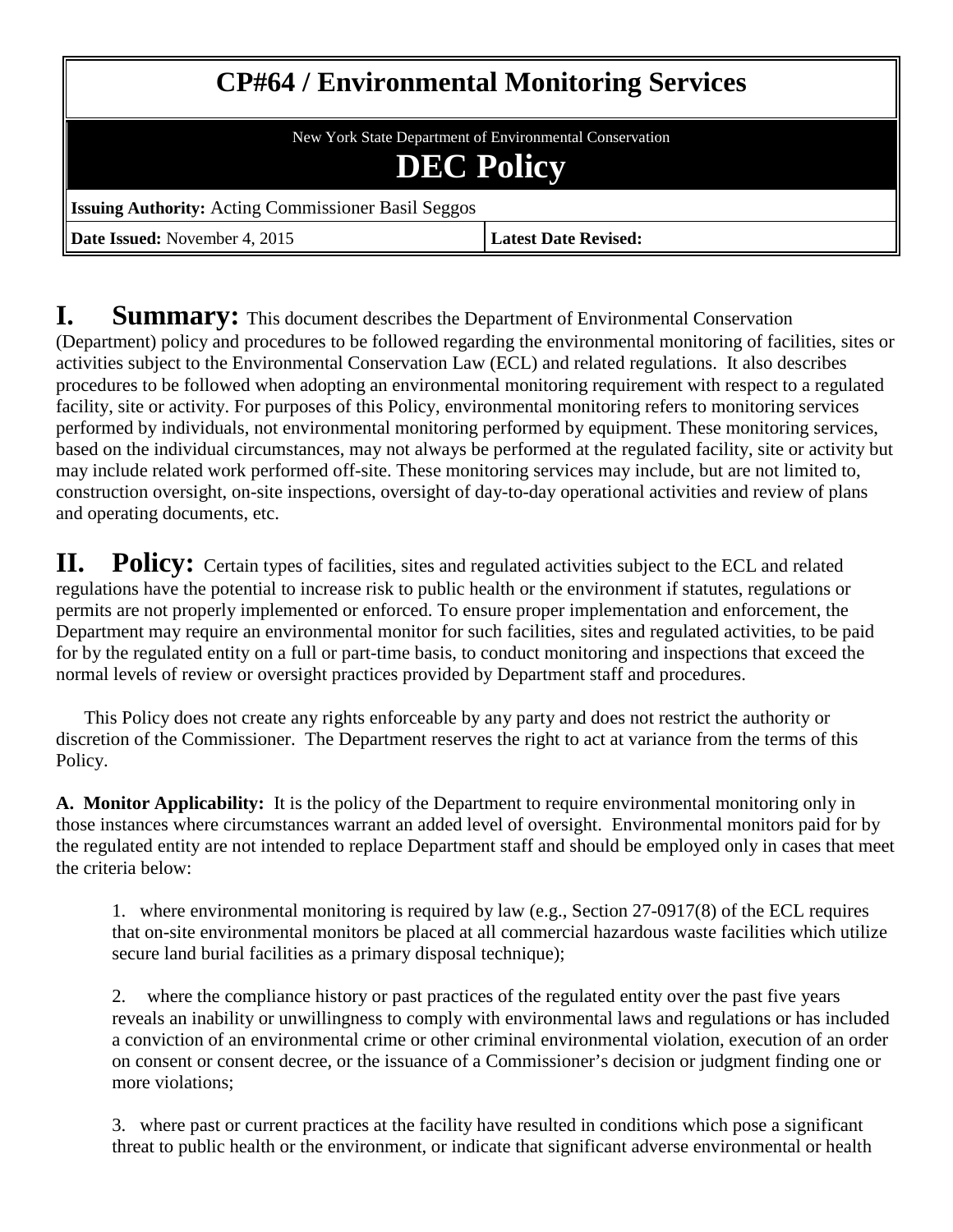# CP#64 / Environmental Monitoring Services

New York State Department of Environmental Conservation

## DEC Policy

| **Issuing Authority:** Acting Commissioner Basil Seggos | |
|---|---|
| **Date Issued:** November 4, 2015 | **Latest Date Revised:** |

## I. Summary:

This document describes the Department of Environmental Conservation (Department) policy and procedures to be followed regarding the environmental monitoring of facilities, sites or activities subject to the Environmental Conservation Law (ECL) and related regulations. It also describes procedures to be followed when adopting an environmental monitoring requirement with respect to a regulated facility, site or activity. For purposes of this Policy, environmental monitoring refers to monitoring services performed by individuals, not environmental monitoring performed by equipment. These monitoring services, based on the individual circumstances, may not always be performed at the regulated facility, site or activity but may include related work performed off-site. These monitoring services may include, but are not limited to, construction oversight, on-site inspections, oversight of day-to-day operational activities and review of plans and operating documents, etc.

## II. Policy:

Certain types of facilities, sites and regulated activities subject to the ECL and related regulations have the potential to increase risk to public health or the environment if statutes, regulations or permits are not properly implemented or enforced. To ensure proper implementation and enforcement, the Department may require an environmental monitor for such facilities, sites and regulated activities, to be paid for by the regulated entity on a full or part-time basis, to conduct monitoring and inspections that exceed the normal levels of review or oversight practices provided by Department staff and procedures.

This Policy does not create any rights enforceable by any party and does not restrict the authority or discretion of the Commissioner. The Department reserves the right to act at variance from the terms of this Policy.

**A. Monitor Applicability:** It is the policy of the Department to require environmental monitoring only in those instances where circumstances warrant an added level of oversight. Environmental monitors paid for by the regulated entity are not intended to replace Department staff and should be employed only in cases that meet the criteria below:

1. where environmental monitoring is required by law (e.g., Section 27-0917(8) of the ECL requires that on-site environmental monitors be placed at all commercial hazardous waste facilities which utilize secure land burial facilities as a primary disposal technique);

2. where the compliance history or past practices of the regulated entity over the past five years reveals an inability or unwillingness to comply with environmental laws and regulations or has included a conviction of an environmental crime or other criminal environmental violation, execution of an order on consent or consent decree, or the issuance of a Commissioner's decision or judgment finding one or more violations;

3. where past or current practices at the facility have resulted in conditions which pose a significant threat to public health or the environment, or indicate that significant adverse environmental or health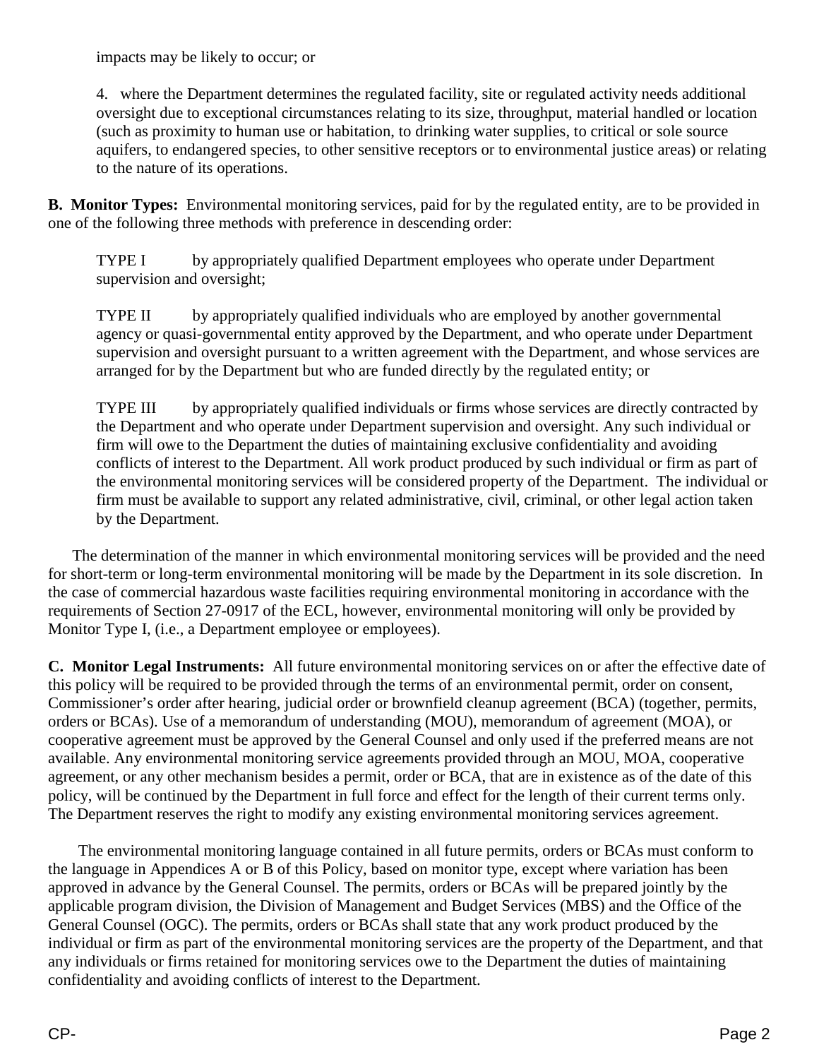impacts may be likely to occur; or

4. where the Department determines the regulated facility, site or regulated activity needs additional oversight due to exceptional circumstances relating to its size, throughput, material handled or location (such as proximity to human use or habitation, to drinking water supplies, to critical or sole source aquifers, to endangered species, to other sensitive receptors or to environmental justice areas) or relating to the nature of its operations.

**B. Monitor Types:** Environmental monitoring services, paid for by the regulated entity, are to be provided in one of the following three methods with preference in descending order:

TYPE I by appropriately qualified Department employees who operate under Department supervision and oversight;

TYPE II by appropriately qualified individuals who are employed by another governmental agency or quasi-governmental entity approved by the Department, and who operate under Department supervision and oversight pursuant to a written agreement with the Department, and whose services are arranged for by the Department but who are funded directly by the regulated entity; or

TYPE III by appropriately qualified individuals or firms whose services are directly contracted by the Department and who operate under Department supervision and oversight. Any such individual or firm will owe to the Department the duties of maintaining exclusive confidentiality and avoiding conflicts of interest to the Department. All work product produced by such individual or firm as part of the environmental monitoring services will be considered property of the Department. The individual or firm must be available to support any related administrative, civil, criminal, or other legal action taken by the Department.

The determination of the manner in which environmental monitoring services will be provided and the need for short-term or long-term environmental monitoring will be made by the Department in its sole discretion. In the case of commercial hazardous waste facilities requiring environmental monitoring in accordance with the requirements of Section 27-0917 of the ECL, however, environmental monitoring will only be provided by Monitor Type I, (i.e., a Department employee or employees).

**C. Monitor Legal Instruments:** All future environmental monitoring services on or after the effective date of this policy will be required to be provided through the terms of an environmental permit, order on consent, Commissioner's order after hearing, judicial order or brownfield cleanup agreement (BCA) (together, permits, orders or BCAs). Use of a memorandum of understanding (MOU), memorandum of agreement (MOA), or cooperative agreement must be approved by the General Counsel and only used if the preferred means are not available. Any environmental monitoring service agreements provided through an MOU, MOA, cooperative agreement, or any other mechanism besides a permit, order or BCA, that are in existence as of the date of this policy, will be continued by the Department in full force and effect for the length of their current terms only. The Department reserves the right to modify any existing environmental monitoring services agreement.

The environmental monitoring language contained in all future permits, orders or BCAs must conform to the language in Appendices A or B of this Policy, based on monitor type, except where variation has been approved in advance by the General Counsel. The permits, orders or BCAs will be prepared jointly by the applicable program division, the Division of Management and Budget Services (MBS) and the Office of the General Counsel (OGC). The permits, orders or BCAs shall state that any work product produced by the individual or firm as part of the environmental monitoring services are the property of the Department, and that any individuals or firms retained for monitoring services owe to the Department the duties of maintaining confidentiality and avoiding conflicts of interest to the Department.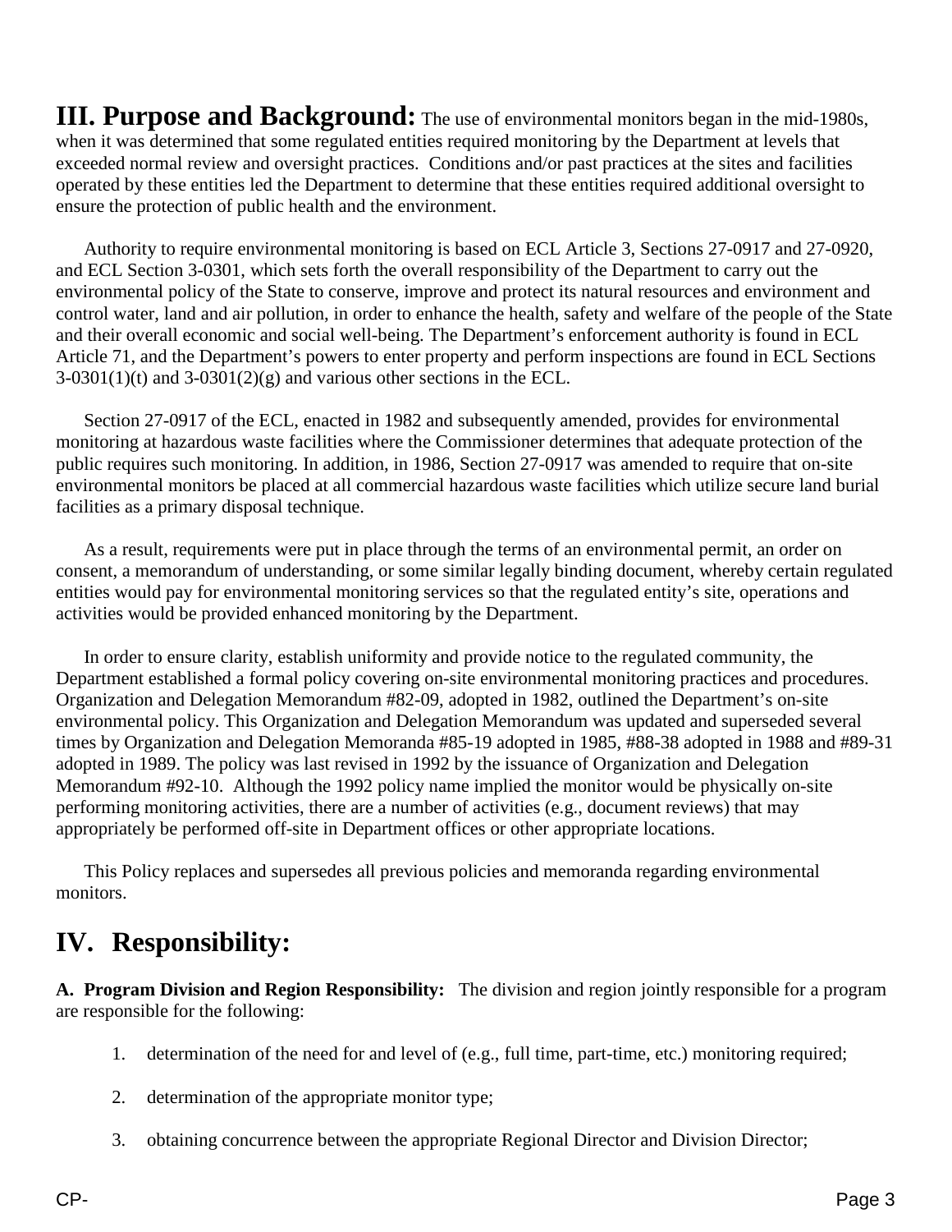## III. Purpose and Background:

The use of environmental monitors began in the mid-1980s, when it was determined that some regulated entities required monitoring by the Department at levels that exceeded normal review and oversight practices. Conditions and/or past practices at the sites and facilities operated by these entities led the Department to determine that these entities required additional oversight to ensure the protection of public health and the environment.

Authority to require environmental monitoring is based on ECL Article 3, Sections 27-0917 and 27-0920, and ECL Section 3-0301, which sets forth the overall responsibility of the Department to carry out the environmental policy of the State to conserve, improve and protect its natural resources and environment and control water, land and air pollution, in order to enhance the health, safety and welfare of the people of the State and their overall economic and social well-being. The Department's enforcement authority is found in ECL Article 71, and the Department's powers to enter property and perform inspections are found in ECL Sections 3-0301(1)(t) and 3-0301(2)(g) and various other sections in the ECL.

Section 27-0917 of the ECL, enacted in 1982 and subsequently amended, provides for environmental monitoring at hazardous waste facilities where the Commissioner determines that adequate protection of the public requires such monitoring. In addition, in 1986, Section 27-0917 was amended to require that on-site environmental monitors be placed at all commercial hazardous waste facilities which utilize secure land burial facilities as a primary disposal technique.

As a result, requirements were put in place through the terms of an environmental permit, an order on consent, a memorandum of understanding, or some similar legally binding document, whereby certain regulated entities would pay for environmental monitoring services so that the regulated entity's site, operations and activities would be provided enhanced monitoring by the Department.

In order to ensure clarity, establish uniformity and provide notice to the regulated community, the Department established a formal policy covering on-site environmental monitoring practices and procedures. Organization and Delegation Memorandum #82-09, adopted in 1982, outlined the Department's on-site environmental policy. This Organization and Delegation Memorandum was updated and superseded several times by Organization and Delegation Memoranda #85-19 adopted in 1985, #88-38 adopted in 1988 and #89-31 adopted in 1989. The policy was last revised in 1992 by the issuance of Organization and Delegation Memorandum #92-10. Although the 1992 policy name implied the monitor would be physically on-site performing monitoring activities, there are a number of activities (e.g., document reviews) that may appropriately be performed off-site in Department offices or other appropriate locations.

This Policy replaces and supersedes all previous policies and memoranda regarding environmental monitors.

## IV. Responsibility:

**A. Program Division and Region Responsibility:** The division and region jointly responsible for a program are responsible for the following:

1. determination of the need for and level of (e.g., full time, part-time, etc.) monitoring required;
2. determination of the appropriate monitor type;
3. obtaining concurrence between the appropriate Regional Director and Division Director;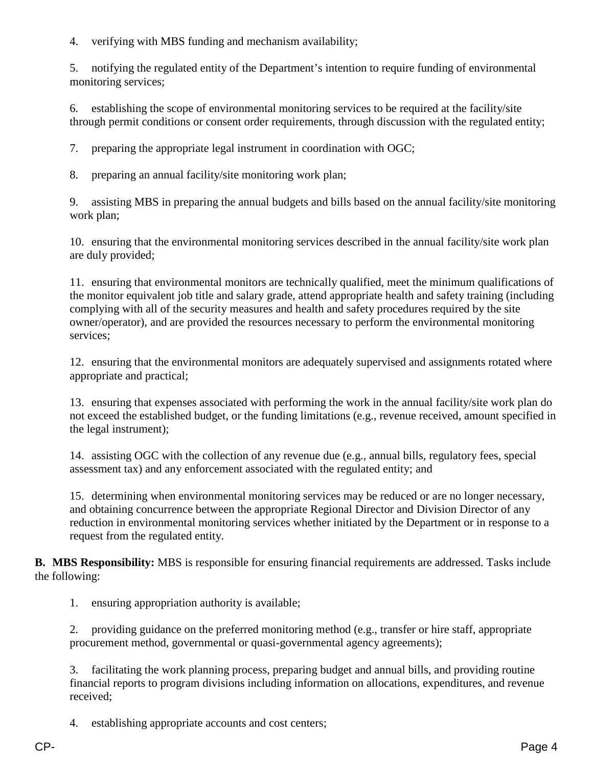4. verifying with MBS funding and mechanism availability;

5. notifying the regulated entity of the Department's intention to require funding of environmental monitoring services;

6. establishing the scope of environmental monitoring services to be required at the facility/site through permit conditions or consent order requirements, through discussion with the regulated entity;

7. preparing the appropriate legal instrument in coordination with OGC;

8. preparing an annual facility/site monitoring work plan;

9. assisting MBS in preparing the annual budgets and bills based on the annual facility/site monitoring work plan;

10. ensuring that the environmental monitoring services described in the annual facility/site work plan are duly provided;

11. ensuring that environmental monitors are technically qualified, meet the minimum qualifications of the monitor equivalent job title and salary grade, attend appropriate health and safety training (including complying with all of the security measures and health and safety procedures required by the site owner/operator), and are provided the resources necessary to perform the environmental monitoring services;

12. ensuring that the environmental monitors are adequately supervised and assignments rotated where appropriate and practical;

13. ensuring that expenses associated with performing the work in the annual facility/site work plan do not exceed the established budget, or the funding limitations (e.g., revenue received, amount specified in the legal instrument);

14. assisting OGC with the collection of any revenue due (e.g., annual bills, regulatory fees, special assessment tax) and any enforcement associated with the regulated entity; and

15. determining when environmental monitoring services may be reduced or are no longer necessary, and obtaining concurrence between the appropriate Regional Director and Division Director of any reduction in environmental monitoring services whether initiated by the Department or in response to a request from the regulated entity.

**B. MBS Responsibility:** MBS is responsible for ensuring financial requirements are addressed. Tasks include the following:

1. ensuring appropriation authority is available;

2. providing guidance on the preferred monitoring method (e.g., transfer or hire staff, appropriate procurement method, governmental or quasi-governmental agency agreements);

3. facilitating the work planning process, preparing budget and annual bills, and providing routine financial reports to program divisions including information on allocations, expenditures, and revenue received;

4. establishing appropriate accounts and cost centers;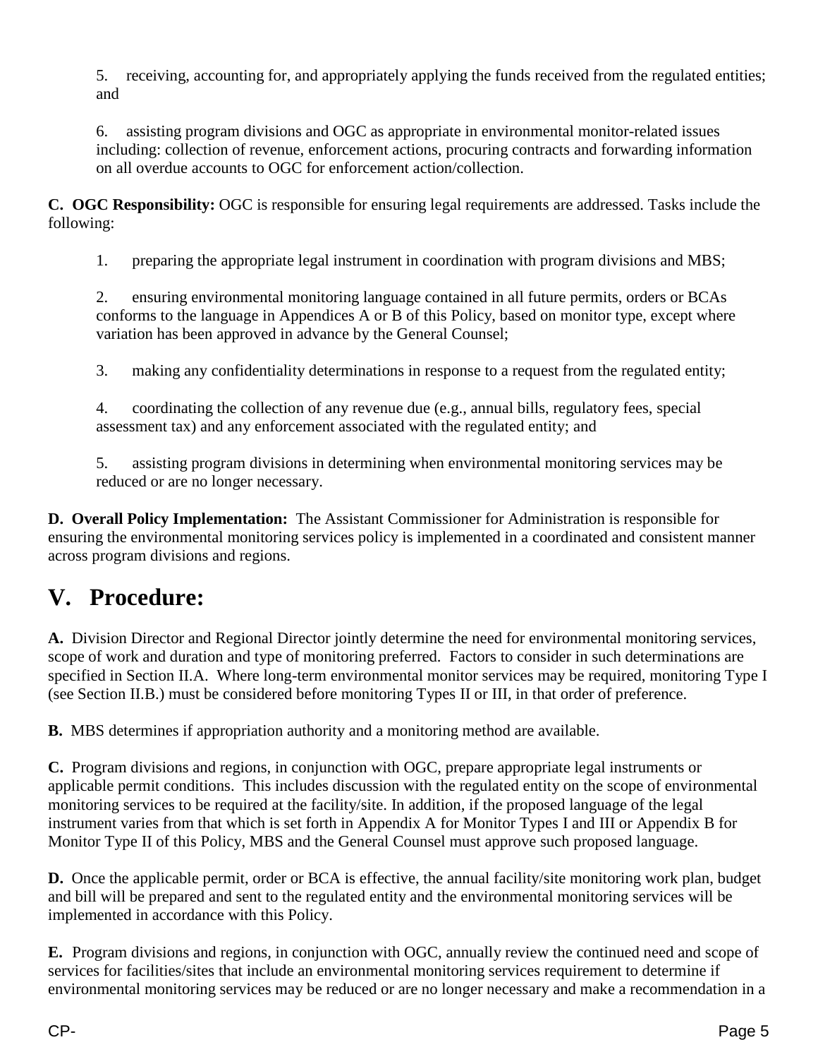5. receiving, accounting for, and appropriately applying the funds received from the regulated entities; and

6. assisting program divisions and OGC as appropriate in environmental monitor-related issues including: collection of revenue, enforcement actions, procuring contracts and forwarding information on all overdue accounts to OGC for enforcement action/collection.

**C. OGC Responsibility:** OGC is responsible for ensuring legal requirements are addressed. Tasks include the following:

1. preparing the appropriate legal instrument in coordination with program divisions and MBS;

2. ensuring environmental monitoring language contained in all future permits, orders or BCAs conforms to the language in Appendices A or B of this Policy, based on monitor type, except where variation has been approved in advance by the General Counsel;

3. making any confidentiality determinations in response to a request from the regulated entity;

4. coordinating the collection of any revenue due (e.g., annual bills, regulatory fees, special assessment tax) and any enforcement associated with the regulated entity; and

5. assisting program divisions in determining when environmental monitoring services may be reduced or are no longer necessary.

**D. Overall Policy Implementation:** The Assistant Commissioner for Administration is responsible for ensuring the environmental monitoring services policy is implemented in a coordinated and consistent manner across program divisions and regions.

# V. Procedure:

**A.** Division Director and Regional Director jointly determine the need for environmental monitoring services, scope of work and duration and type of monitoring preferred. Factors to consider in such determinations are specified in Section II.A. Where long-term environmental monitor services may be required, monitoring Type I (see Section II.B.) must be considered before monitoring Types II or III, in that order of preference.

**B.** MBS determines if appropriation authority and a monitoring method are available.

**C.** Program divisions and regions, in conjunction with OGC, prepare appropriate legal instruments or applicable permit conditions. This includes discussion with the regulated entity on the scope of environmental monitoring services to be required at the facility/site. In addition, if the proposed language of the legal instrument varies from that which is set forth in Appendix A for Monitor Types I and III or Appendix B for Monitor Type II of this Policy, MBS and the General Counsel must approve such proposed language.

**D.** Once the applicable permit, order or BCA is effective, the annual facility/site monitoring work plan, budget and bill will be prepared and sent to the regulated entity and the environmental monitoring services will be implemented in accordance with this Policy.

**E.** Program divisions and regions, in conjunction with OGC, annually review the continued need and scope of services for facilities/sites that include an environmental monitoring services requirement to determine if environmental monitoring services may be reduced or are no longer necessary and make a recommendation in a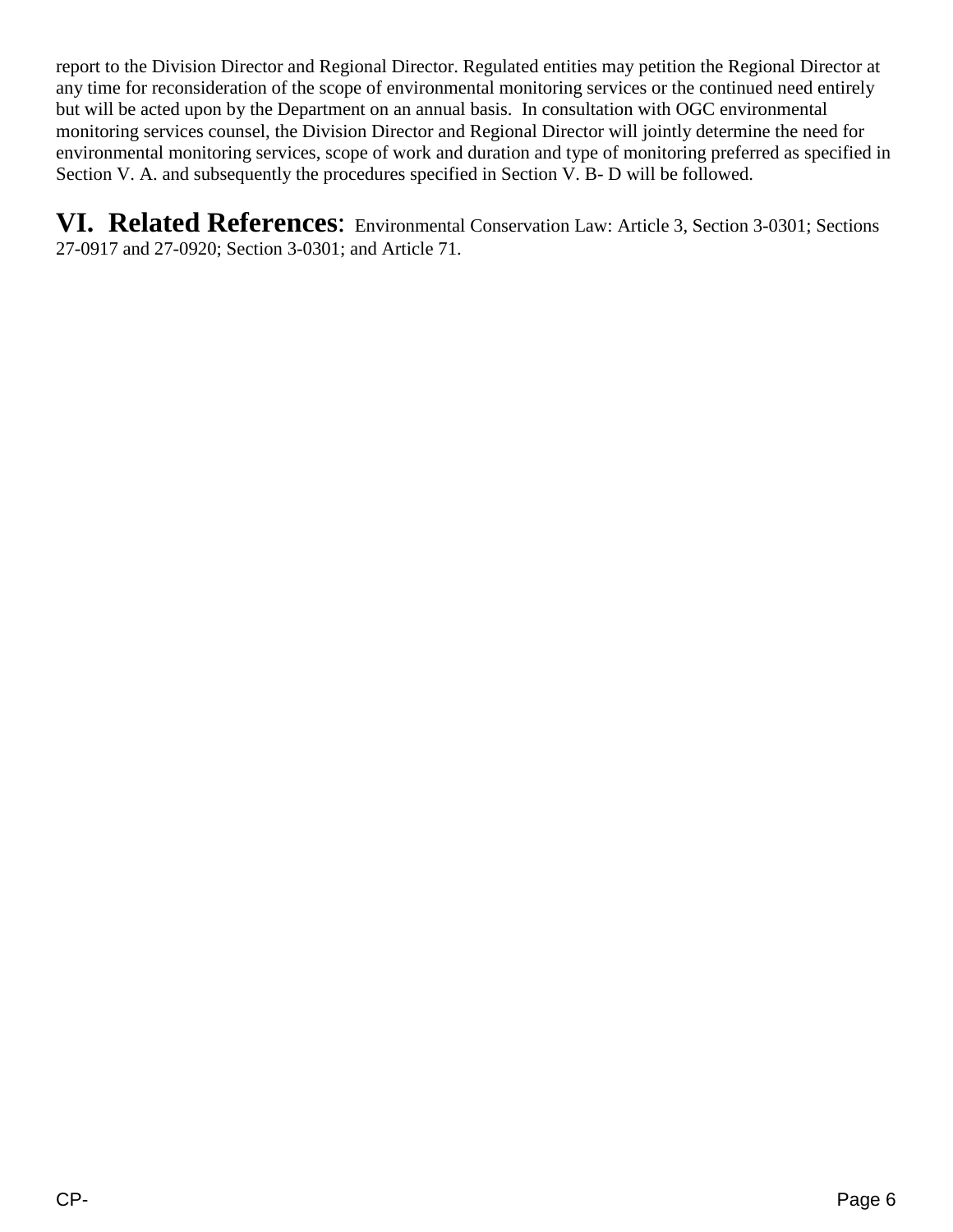report to the Division Director and Regional Director. Regulated entities may petition the Regional Director at any time for reconsideration of the scope of environmental monitoring services or the continued need entirely but will be acted upon by the Department on an annual basis. In consultation with OGC environmental monitoring services counsel, the Division Director and Regional Director will jointly determine the need for environmental monitoring services, scope of work and duration and type of monitoring preferred as specified in Section V. A. and subsequently the procedures specified in Section V. B- D will be followed.

## VI. Related References:

Environmental Conservation Law: Article 3, Section 3-0301; Sections 27-0917 and 27-0920; Section 3-0301; and Article 71.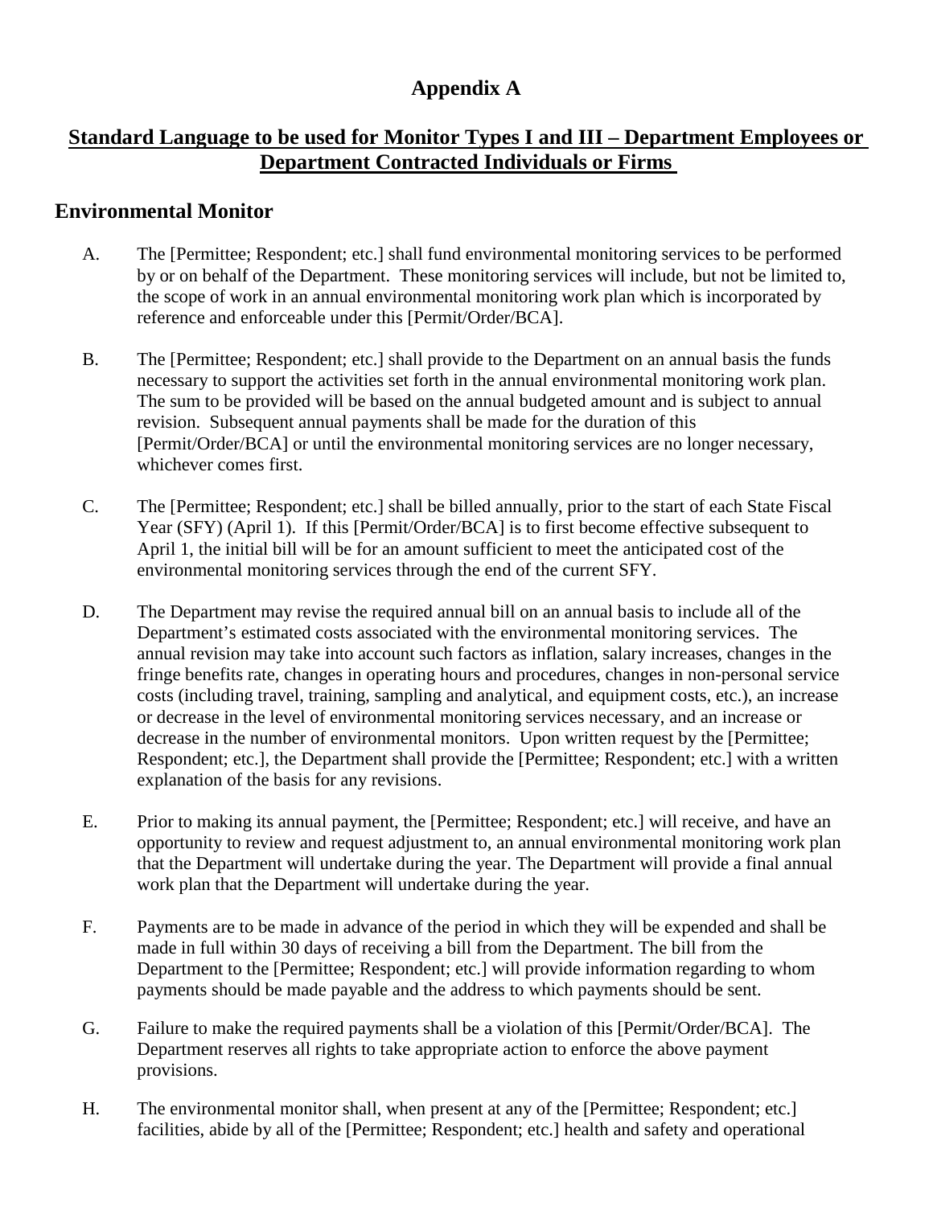# Appendix A

## Standard Language to be used for Monitor Types I and III – Department Employees or Department Contracted Individuals or Firms

### Environmental Monitor

A. The [Permittee; Respondent; etc.] shall fund environmental monitoring services to be performed by or on behalf of the Department. These monitoring services will include, but not be limited to, the scope of work in an annual environmental monitoring work plan which is incorporated by reference and enforceable under this [Permit/Order/BCA].

B. The [Permittee; Respondent; etc.] shall provide to the Department on an annual basis the funds necessary to support the activities set forth in the annual environmental monitoring work plan. The sum to be provided will be based on the annual budgeted amount and is subject to annual revision. Subsequent annual payments shall be made for the duration of this [Permit/Order/BCA] or until the environmental monitoring services are no longer necessary, whichever comes first.

C. The [Permittee; Respondent; etc.] shall be billed annually, prior to the start of each State Fiscal Year (SFY) (April 1). If this [Permit/Order/BCA] is to first become effective subsequent to April 1, the initial bill will be for an amount sufficient to meet the anticipated cost of the environmental monitoring services through the end of the current SFY.

D. The Department may revise the required annual bill on an annual basis to include all of the Department's estimated costs associated with the environmental monitoring services. The annual revision may take into account such factors as inflation, salary increases, changes in the fringe benefits rate, changes in operating hours and procedures, changes in non-personal service costs (including travel, training, sampling and analytical, and equipment costs, etc.), an increase or decrease in the level of environmental monitoring services necessary, and an increase or decrease in the number of environmental monitors. Upon written request by the [Permittee; Respondent; etc.], the Department shall provide the [Permittee; Respondent; etc.] with a written explanation of the basis for any revisions.

E. Prior to making its annual payment, the [Permittee; Respondent; etc.] will receive, and have an opportunity to review and request adjustment to, an annual environmental monitoring work plan that the Department will undertake during the year. The Department will provide a final annual work plan that the Department will undertake during the year.

F. Payments are to be made in advance of the period in which they will be expended and shall be made in full within 30 days of receiving a bill from the Department. The bill from the Department to the [Permittee; Respondent; etc.] will provide information regarding to whom payments should be made payable and the address to which payments should be sent.

G. Failure to make the required payments shall be a violation of this [Permit/Order/BCA]. The Department reserves all rights to take appropriate action to enforce the above payment provisions.

H. The environmental monitor shall, when present at any of the [Permittee; Respondent; etc.] facilities, abide by all of the [Permittee; Respondent; etc.] health and safety and operational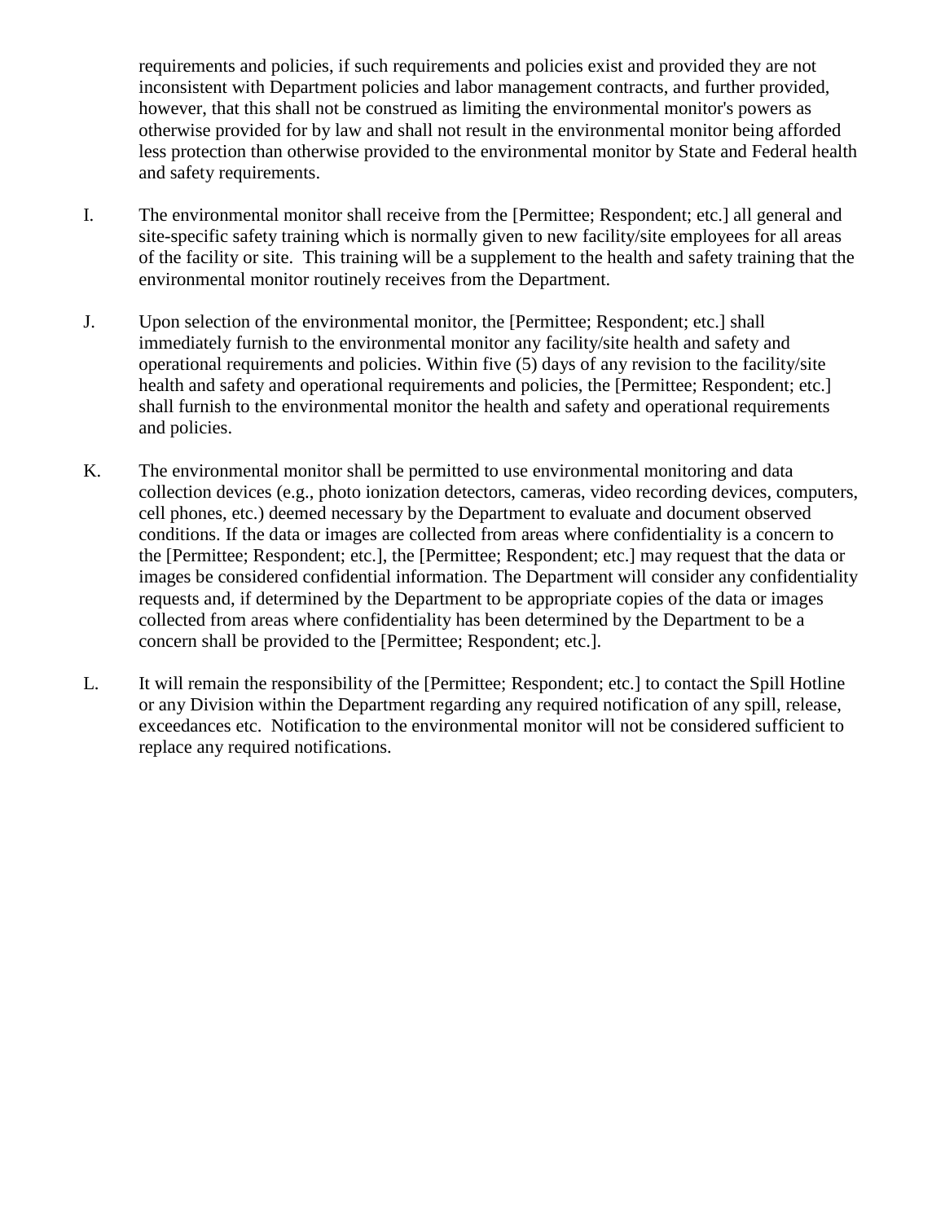requirements and policies, if such requirements and policies exist and provided they are not inconsistent with Department policies and labor management contracts, and further provided, however, that this shall not be construed as limiting the environmental monitor's powers as otherwise provided for by law and shall not result in the environmental monitor being afforded less protection than otherwise provided to the environmental monitor by State and Federal health and safety requirements.

I. The environmental monitor shall receive from the [Permittee; Respondent; etc.] all general and site-specific safety training which is normally given to new facility/site employees for all areas of the facility or site. This training will be a supplement to the health and safety training that the environmental monitor routinely receives from the Department.

J. Upon selection of the environmental monitor, the [Permittee; Respondent; etc.] shall immediately furnish to the environmental monitor any facility/site health and safety and operational requirements and policies. Within five (5) days of any revision to the facility/site health and safety and operational requirements and policies, the [Permittee; Respondent; etc.] shall furnish to the environmental monitor the health and safety and operational requirements and policies.

K. The environmental monitor shall be permitted to use environmental monitoring and data collection devices (e.g., photo ionization detectors, cameras, video recording devices, computers, cell phones, etc.) deemed necessary by the Department to evaluate and document observed conditions. If the data or images are collected from areas where confidentiality is a concern to the [Permittee; Respondent; etc.], the [Permittee; Respondent; etc.] may request that the data or images be considered confidential information. The Department will consider any confidentiality requests and, if determined by the Department to be appropriate copies of the data or images collected from areas where confidentiality has been determined by the Department to be a concern shall be provided to the [Permittee; Respondent; etc.].

L. It will remain the responsibility of the [Permittee; Respondent; etc.] to contact the Spill Hotline or any Division within the Department regarding any required notification of any spill, release, exceedances etc. Notification to the environmental monitor will not be considered sufficient to replace any required notifications.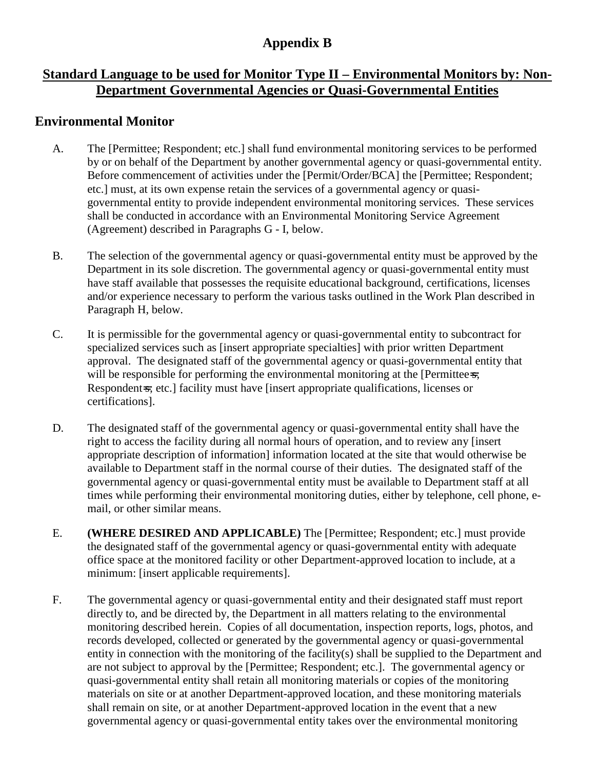# Appendix B

## Standard Language to be used for Monitor Type II – Environmental Monitors by: Non-Department Governmental Agencies or Quasi-Governmental Entities

### Environmental Monitor

A. The [Permittee; Respondent; etc.] shall fund environmental monitoring services to be performed by or on behalf of the Department by another governmental agency or quasi-governmental entity. Before commencement of activities under the [Permit/Order/BCA] the [Permittee; Respondent; etc.] must, at its own expense retain the services of a governmental agency or quasi-governmental entity to provide independent environmental monitoring services. These services shall be conducted in accordance with an Environmental Monitoring Service Agreement (Agreement) described in Paragraphs G - I, below.

B. The selection of the governmental agency or quasi-governmental entity must be approved by the Department in its sole discretion. The governmental agency or quasi-governmental entity must have staff available that possesses the requisite educational background, certifications, licenses and/or experience necessary to perform the various tasks outlined in the Work Plan described in Paragraph H, below.

C. It is permissible for the governmental agency or quasi-governmental entity to subcontract for specialized services such as [insert appropriate specialties] with prior written Department approval. The designated staff of the governmental agency or quasi-governmental entity that will be responsible for performing the environmental monitoring at the [Permittee~~s~~, Respondent~~s~~, etc.] facility must have [insert appropriate qualifications, licenses or certifications].

D. The designated staff of the governmental agency or quasi-governmental entity shall have the right to access the facility during all normal hours of operation, and to review any [insert appropriate description of information] information located at the site that would otherwise be available to Department staff in the normal course of their duties. The designated staff of the governmental agency or quasi-governmental entity must be available to Department staff at all times while performing their environmental monitoring duties, either by telephone, cell phone, e-mail, or other similar means.

E. **(WHERE DESIRED AND APPLICABLE)** The [Permittee; Respondent; etc.] must provide the designated staff of the governmental agency or quasi-governmental entity with adequate office space at the monitored facility or other Department-approved location to include, at a minimum: [insert applicable requirements].

F. The governmental agency or quasi-governmental entity and their designated staff must report directly to, and be directed by, the Department in all matters relating to the environmental monitoring described herein. Copies of all documentation, inspection reports, logs, photos, and records developed, collected or generated by the governmental agency or quasi-governmental entity in connection with the monitoring of the facility(s) shall be supplied to the Department and are not subject to approval by the [Permittee; Respondent; etc.]. The governmental agency or quasi-governmental entity shall retain all monitoring materials or copies of the monitoring materials on site or at another Department-approved location, and these monitoring materials shall remain on site, or at another Department-approved location in the event that a new governmental agency or quasi-governmental entity takes over the environmental monitoring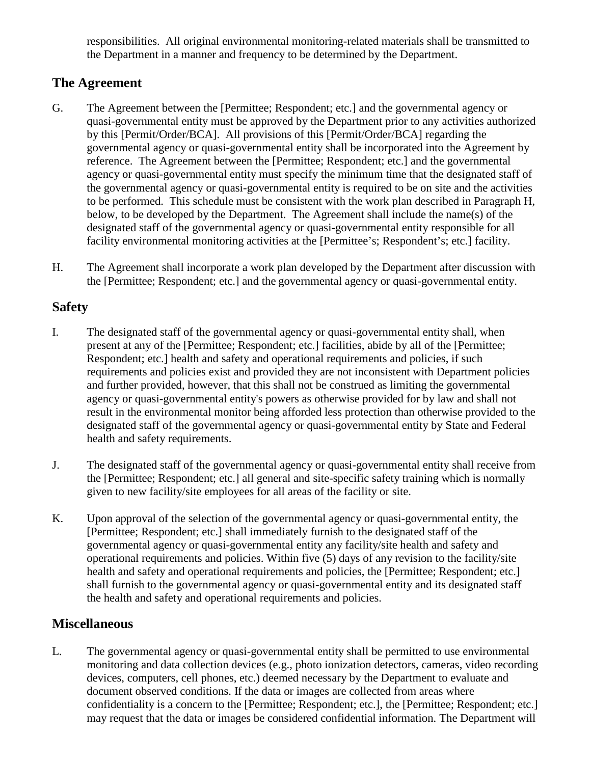responsibilities. All original environmental monitoring-related materials shall be transmitted to the Department in a manner and frequency to be determined by the Department.

## The Agreement

G. The Agreement between the [Permittee; Respondent; etc.] and the governmental agency or quasi-governmental entity must be approved by the Department prior to any activities authorized by this [Permit/Order/BCA]. All provisions of this [Permit/Order/BCA] regarding the governmental agency or quasi-governmental entity shall be incorporated into the Agreement by reference. The Agreement between the [Permittee; Respondent; etc.] and the governmental agency or quasi-governmental entity must specify the minimum time that the designated staff of the governmental agency or quasi-governmental entity is required to be on site and the activities to be performed. This schedule must be consistent with the work plan described in Paragraph H, below, to be developed by the Department. The Agreement shall include the name(s) of the designated staff of the governmental agency or quasi-governmental entity responsible for all facility environmental monitoring activities at the [Permittee's; Respondent's; etc.] facility.

H. The Agreement shall incorporate a work plan developed by the Department after discussion with the [Permittee; Respondent; etc.] and the governmental agency or quasi-governmental entity.

## Safety

I. The designated staff of the governmental agency or quasi-governmental entity shall, when present at any of the [Permittee; Respondent; etc.] facilities, abide by all of the [Permittee; Respondent; etc.] health and safety and operational requirements and policies, if such requirements and policies exist and provided they are not inconsistent with Department policies and further provided, however, that this shall not be construed as limiting the governmental agency or quasi-governmental entity's powers as otherwise provided for by law and shall not result in the environmental monitor being afforded less protection than otherwise provided to the designated staff of the governmental agency or quasi-governmental entity by State and Federal health and safety requirements.

J. The designated staff of the governmental agency or quasi-governmental entity shall receive from the [Permittee; Respondent; etc.] all general and site-specific safety training which is normally given to new facility/site employees for all areas of the facility or site.

K. Upon approval of the selection of the governmental agency or quasi-governmental entity, the [Permittee; Respondent; etc.] shall immediately furnish to the designated staff of the governmental agency or quasi-governmental entity any facility/site health and safety and operational requirements and policies. Within five (5) days of any revision to the facility/site health and safety and operational requirements and policies, the [Permittee; Respondent; etc.] shall furnish to the governmental agency or quasi-governmental entity and its designated staff the health and safety and operational requirements and policies.

## Miscellaneous

L. The governmental agency or quasi-governmental entity shall be permitted to use environmental monitoring and data collection devices (e.g., photo ionization detectors, cameras, video recording devices, computers, cell phones, etc.) deemed necessary by the Department to evaluate and document observed conditions. If the data or images are collected from areas where confidentiality is a concern to the [Permittee; Respondent; etc.], the [Permittee; Respondent; etc.] may request that the data or images be considered confidential information. The Department will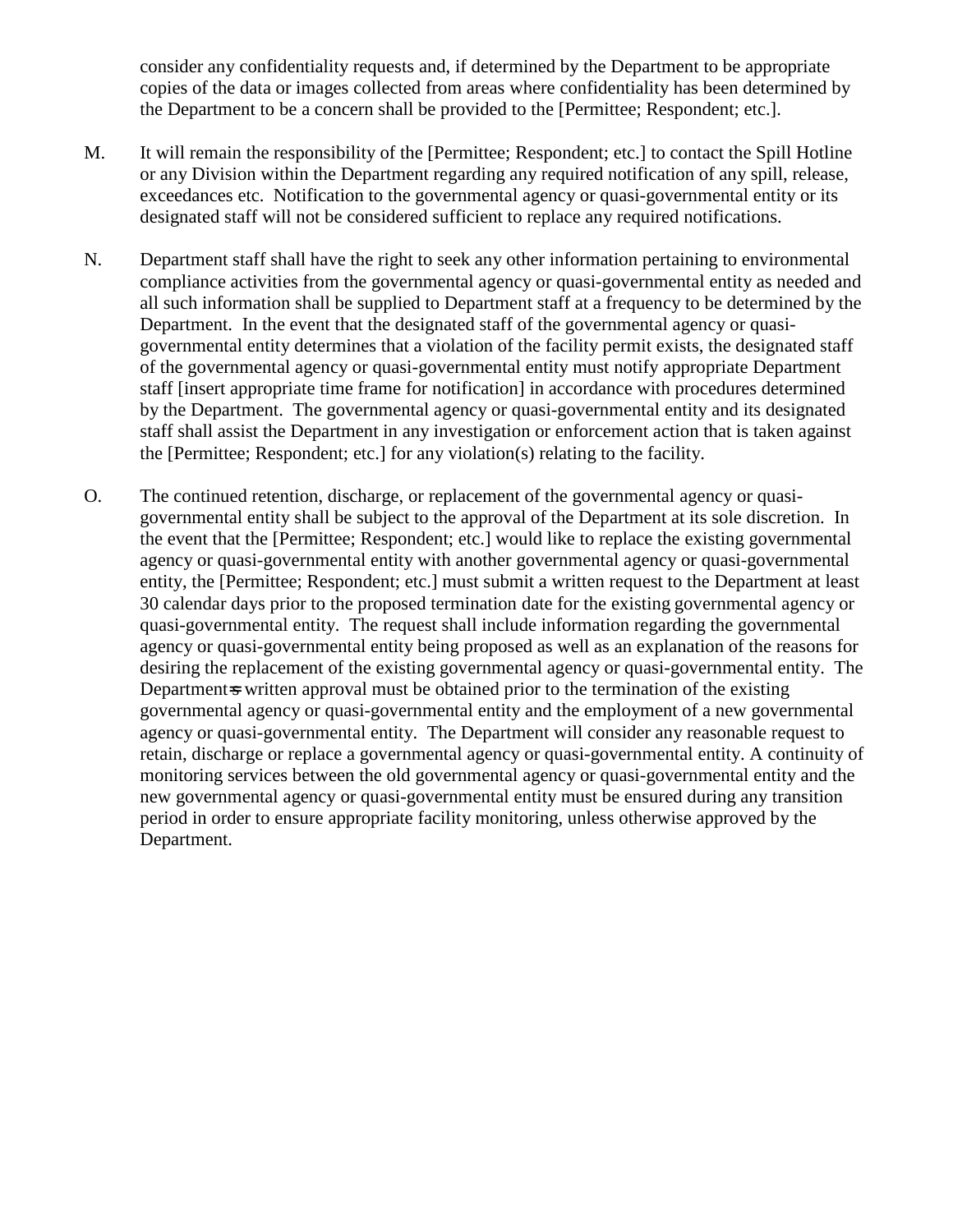consider any confidentiality requests and, if determined by the Department to be appropriate copies of the data or images collected from areas where confidentiality has been determined by the Department to be a concern shall be provided to the [Permittee; Respondent; etc.].

M. It will remain the responsibility of the [Permittee; Respondent; etc.] to contact the Spill Hotline or any Division within the Department regarding any required notification of any spill, release, exceedances etc. Notification to the governmental agency or quasi-governmental entity or its designated staff will not be considered sufficient to replace any required notifications.

N. Department staff shall have the right to seek any other information pertaining to environmental compliance activities from the governmental agency or quasi-governmental entity as needed and all such information shall be supplied to Department staff at a frequency to be determined by the Department. In the event that the designated staff of the governmental agency or quasi-governmental entity determines that a violation of the facility permit exists, the designated staff of the governmental agency or quasi-governmental entity must notify appropriate Department staff [insert appropriate time frame for notification] in accordance with procedures determined by the Department. The governmental agency or quasi-governmental entity and its designated staff shall assist the Department in any investigation or enforcement action that is taken against the [Permittee; Respondent; etc.] for any violation(s) relating to the facility.

O. The continued retention, discharge, or replacement of the governmental agency or quasi-governmental entity shall be subject to the approval of the Department at its sole discretion. In the event that the [Permittee; Respondent; etc.] would like to replace the existing governmental agency or quasi-governmental entity with another governmental agency or quasi-governmental entity, the [Permittee; Respondent; etc.] must submit a written request to the Department at least 30 calendar days prior to the proposed termination date for the existing governmental agency or quasi-governmental entity. The request shall include information regarding the governmental agency or quasi-governmental entity being proposed as well as an explanation of the reasons for desiring the replacement of the existing governmental agency or quasi-governmental entity. The Department's written approval must be obtained prior to the termination of the existing governmental agency or quasi-governmental entity and the employment of a new governmental agency or quasi-governmental entity. The Department will consider any reasonable request to retain, discharge or replace a governmental agency or quasi-governmental entity. A continuity of monitoring services between the old governmental agency or quasi-governmental entity and the new governmental agency or quasi-governmental entity must be ensured during any transition period in order to ensure appropriate facility monitoring, unless otherwise approved by the Department.